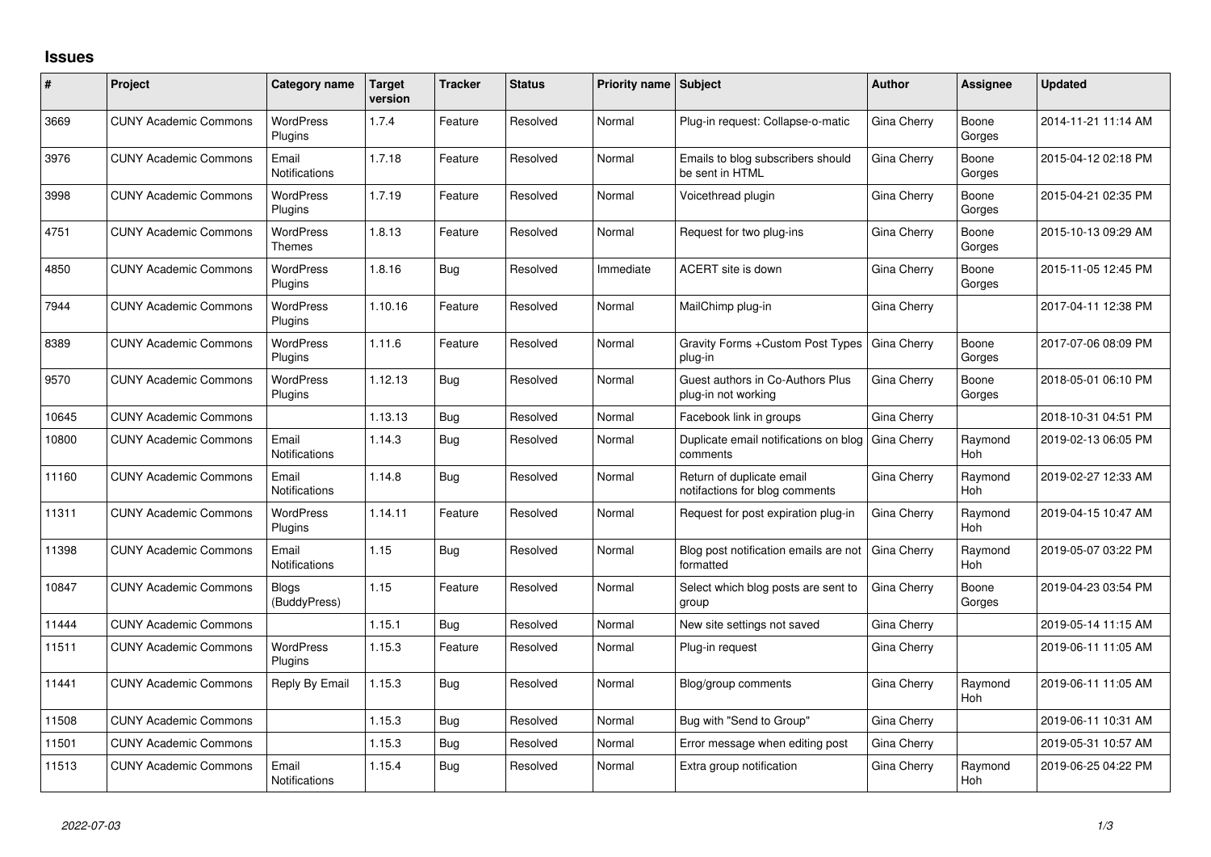## Issues

| # | Project | Category name | Target version | Tracker | Status | Priority name | Subject | Author | Assignee | Updated |
|---|---|---|---|---|---|---|---|---|---|---|
| 3669 | CUNY Academic Commons | WordPress Plugins | 1.7.4 | Feature | Resolved | Normal | Plug-in request: Collapse-o-matic | Gina Cherry | Boone Gorges | 2014-11-21 11:14 AM |
| 3976 | CUNY Academic Commons | Email Notifications | 1.7.18 | Feature | Resolved | Normal | Emails to blog subscribers should be sent in HTML | Gina Cherry | Boone Gorges | 2015-04-12 02:18 PM |
| 3998 | CUNY Academic Commons | WordPress Plugins | 1.7.19 | Feature | Resolved | Normal | Voicethread plugin | Gina Cherry | Boone Gorges | 2015-04-21 02:35 PM |
| 4751 | CUNY Academic Commons | WordPress Themes | 1.8.13 | Feature | Resolved | Normal | Request for two plug-ins | Gina Cherry | Boone Gorges | 2015-10-13 09:29 AM |
| 4850 | CUNY Academic Commons | WordPress Plugins | 1.8.16 | Bug | Resolved | Immediate | ACERT site is down | Gina Cherry | Boone Gorges | 2015-11-05 12:45 PM |
| 7944 | CUNY Academic Commons | WordPress Plugins | 1.10.16 | Feature | Resolved | Normal | MailChimp plug-in | Gina Cherry | | 2017-04-11 12:38 PM |
| 8389 | CUNY Academic Commons | WordPress Plugins | 1.11.6 | Feature | Resolved | Normal | Gravity Forms +Custom Post Types plug-in | Gina Cherry | Boone Gorges | 2017-07-06 08:09 PM |
| 9570 | CUNY Academic Commons | WordPress Plugins | 1.12.13 | Bug | Resolved | Normal | Guest authors in Co-Authors Plus plug-in not working | Gina Cherry | Boone Gorges | 2018-05-01 06:10 PM |
| 10645 | CUNY Academic Commons | | 1.13.13 | Bug | Resolved | Normal | Facebook link in groups | Gina Cherry | | 2018-10-31 04:51 PM |
| 10800 | CUNY Academic Commons | Email Notifications | 1.14.3 | Bug | Resolved | Normal | Duplicate email notifications on blog comments | Gina Cherry | Raymond Hoh | 2019-02-13 06:05 PM |
| 11160 | CUNY Academic Commons | Email Notifications | 1.14.8 | Bug | Resolved | Normal | Return of duplicate email notifactions for blog comments | Gina Cherry | Raymond Hoh | 2019-02-27 12:33 AM |
| 11311 | CUNY Academic Commons | WordPress Plugins | 1.14.11 | Feature | Resolved | Normal | Request for post expiration plug-in | Gina Cherry | Raymond Hoh | 2019-04-15 10:47 AM |
| 11398 | CUNY Academic Commons | Email Notifications | 1.15 | Bug | Resolved | Normal | Blog post notification emails are not formatted | Gina Cherry | Raymond Hoh | 2019-05-07 03:22 PM |
| 10847 | CUNY Academic Commons | Blogs (BuddyPress) | 1.15 | Feature | Resolved | Normal | Select which blog posts are sent to group | Gina Cherry | Boone Gorges | 2019-04-23 03:54 PM |
| 11444 | CUNY Academic Commons | | 1.15.1 | Bug | Resolved | Normal | New site settings not saved | Gina Cherry | | 2019-05-14 11:15 AM |
| 11511 | CUNY Academic Commons | WordPress Plugins | 1.15.3 | Feature | Resolved | Normal | Plug-in request | Gina Cherry | | 2019-06-11 11:05 AM |
| 11441 | CUNY Academic Commons | Reply By Email | 1.15.3 | Bug | Resolved | Normal | Blog/group comments | Gina Cherry | Raymond Hoh | 2019-06-11 11:05 AM |
| 11508 | CUNY Academic Commons | | 1.15.3 | Bug | Resolved | Normal | Bug with "Send to Group" | Gina Cherry | | 2019-06-11 10:31 AM |
| 11501 | CUNY Academic Commons | | 1.15.3 | Bug | Resolved | Normal | Error message when editing post | Gina Cherry | | 2019-05-31 10:57 AM |
| 11513 | CUNY Academic Commons | Email Notifications | 1.15.4 | Bug | Resolved | Normal | Extra group notification | Gina Cherry | Raymond Hoh | 2019-06-25 04:22 PM |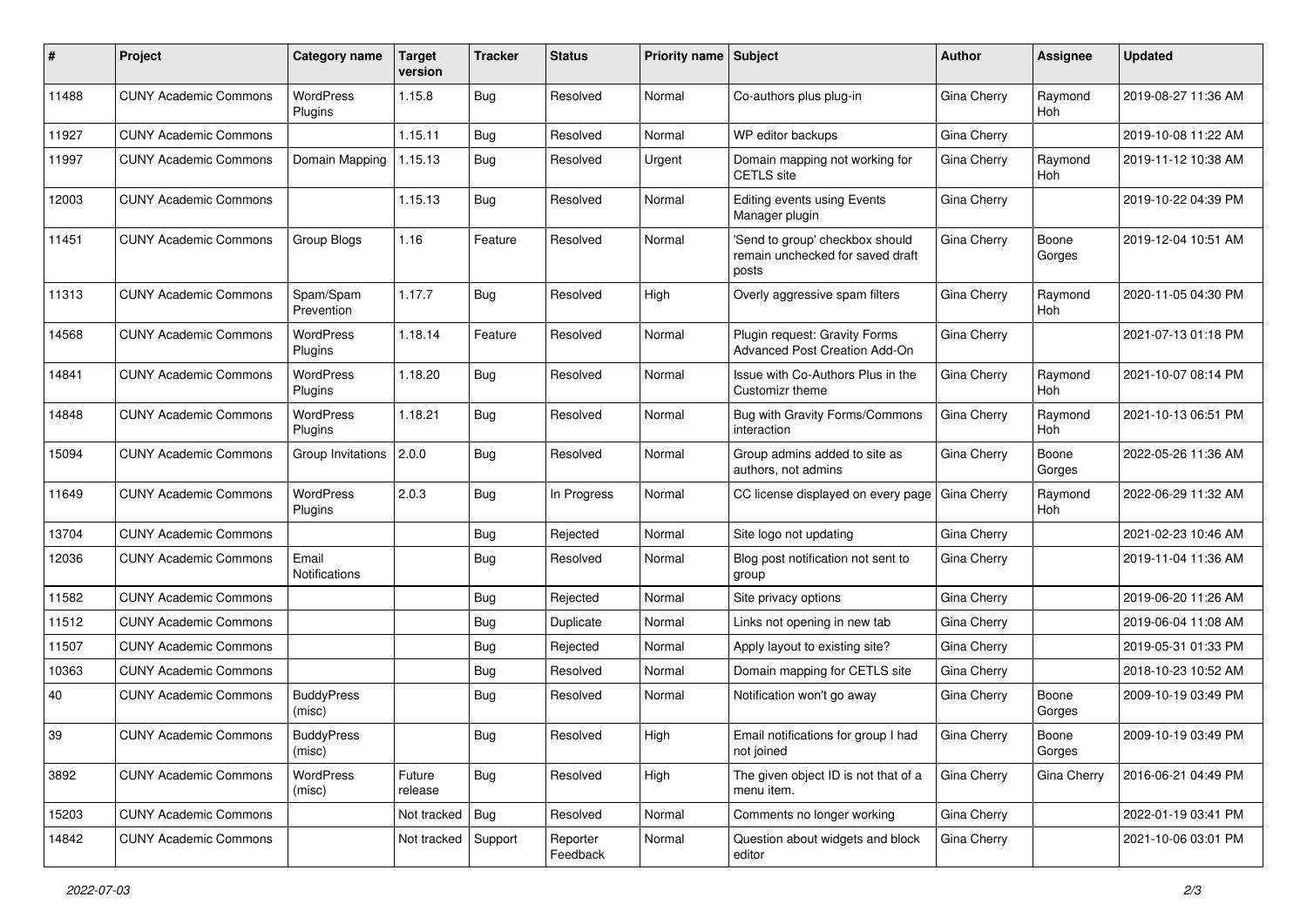| # | Project | Category name | Target version | Tracker | Status | Priority name | Subject | Author | Assignee | Updated |
|---|---|---|---|---|---|---|---|---|---|---|
| 11488 | CUNY Academic Commons | WordPress Plugins | 1.15.8 | Bug | Resolved | Normal | Co-authors plus plug-in | Gina Cherry | Raymond Hoh | 2019-08-27 11:36 AM |
| 11927 | CUNY Academic Commons | | 1.15.11 | Bug | Resolved | Normal | WP editor backups | Gina Cherry | | 2019-10-08 11:22 AM |
| 11997 | CUNY Academic Commons | Domain Mapping | 1.15.13 | Bug | Resolved | Urgent | Domain mapping not working for CETLS site | Gina Cherry | Raymond Hoh | 2019-11-12 10:38 AM |
| 12003 | CUNY Academic Commons | | 1.15.13 | Bug | Resolved | Normal | Editing events using Events Manager plugin | Gina Cherry | | 2019-10-22 04:39 PM |
| 11451 | CUNY Academic Commons | Group Blogs | 1.16 | Feature | Resolved | Normal | 'Send to group' checkbox should remain unchecked for saved draft posts | Gina Cherry | Boone Gorges | 2019-12-04 10:51 AM |
| 11313 | CUNY Academic Commons | Spam/Spam Prevention | 1.17.7 | Bug | Resolved | High | Overly aggressive spam filters | Gina Cherry | Raymond Hoh | 2020-11-05 04:30 PM |
| 14568 | CUNY Academic Commons | WordPress Plugins | 1.18.14 | Feature | Resolved | Normal | Plugin request: Gravity Forms Advanced Post Creation Add-On | Gina Cherry | | 2021-07-13 01:18 PM |
| 14841 | CUNY Academic Commons | WordPress Plugins | 1.18.20 | Bug | Resolved | Normal | Issue with Co-Authors Plus in the Customizr theme | Gina Cherry | Raymond Hoh | 2021-10-07 08:14 PM |
| 14848 | CUNY Academic Commons | WordPress Plugins | 1.18.21 | Bug | Resolved | Normal | Bug with Gravity Forms/Commons interaction | Gina Cherry | Raymond Hoh | 2021-10-13 06:51 PM |
| 15094 | CUNY Academic Commons | Group Invitations | 2.0.0 | Bug | Resolved | Normal | Group admins added to site as authors, not admins | Gina Cherry | Boone Gorges | 2022-05-26 11:36 AM |
| 11649 | CUNY Academic Commons | WordPress Plugins | 2.0.3 | Bug | In Progress | Normal | CC license displayed on every page | Gina Cherry | Raymond Hoh | 2022-06-29 11:32 AM |
| 13704 | CUNY Academic Commons | | | Bug | Rejected | Normal | Site logo not updating | Gina Cherry | | 2021-02-23 10:46 AM |
| 12036 | CUNY Academic Commons | Email Notifications | | Bug | Resolved | Normal | Blog post notification not sent to group | Gina Cherry | | 2019-11-04 11:36 AM |
| 11582 | CUNY Academic Commons | | | Bug | Rejected | Normal | Site privacy options | Gina Cherry | | 2019-06-20 11:26 AM |
| 11512 | CUNY Academic Commons | | | Bug | Duplicate | Normal | Links not opening in new tab | Gina Cherry | | 2019-06-04 11:08 AM |
| 11507 | CUNY Academic Commons | | | Bug | Rejected | Normal | Apply layout to existing site? | Gina Cherry | | 2019-05-31 01:33 PM |
| 10363 | CUNY Academic Commons | | | Bug | Resolved | Normal | Domain mapping for CETLS site | Gina Cherry | | 2018-10-23 10:52 AM |
| 40 | CUNY Academic Commons | BuddyPress (misc) | | Bug | Resolved | Normal | Notification won't go away | Gina Cherry | Boone Gorges | 2009-10-19 03:49 PM |
| 39 | CUNY Academic Commons | BuddyPress (misc) | | Bug | Resolved | High | Email notifications for group I had not joined | Gina Cherry | Boone Gorges | 2009-10-19 03:49 PM |
| 3892 | CUNY Academic Commons | WordPress (misc) | Future release | Bug | Resolved | High | The given object ID is not that of a menu item. | Gina Cherry | Gina Cherry | 2016-06-21 04:49 PM |
| 15203 | CUNY Academic Commons | | Not tracked | Bug | Resolved | Normal | Comments no longer working | Gina Cherry | | 2022-01-19 03:41 PM |
| 14842 | CUNY Academic Commons | | Not tracked | Support | Reporter Feedback | Normal | Question about widgets and block editor | Gina Cherry | | 2021-10-06 03:01 PM |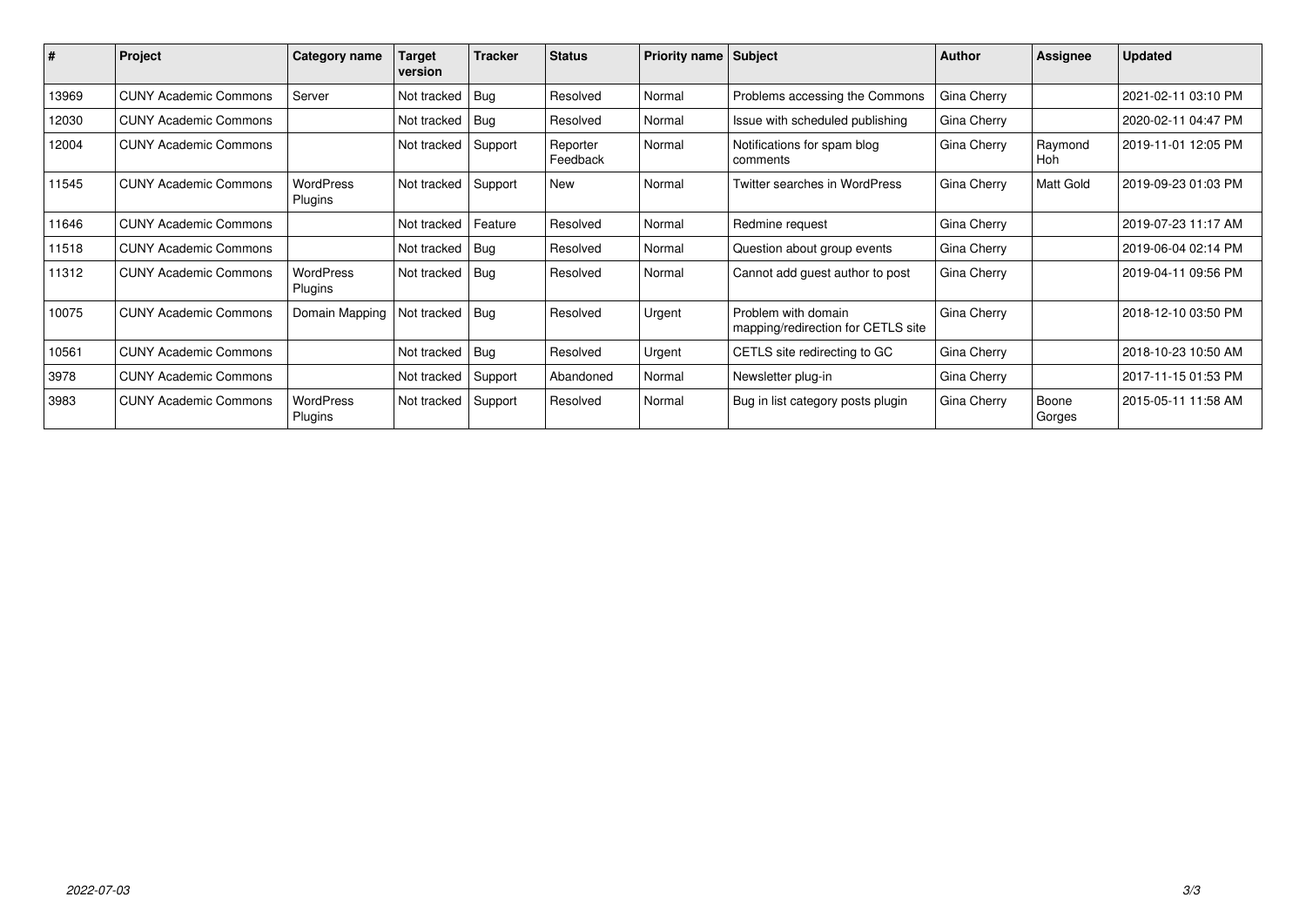| # | Project | Category name | Target version | Tracker | Status | Priority name | Subject | Author | Assignee | Updated |
|---|---|---|---|---|---|---|---|---|---|---|
| 13969 | CUNY Academic Commons | Server | Not tracked | Bug | Resolved | Normal | Problems accessing the Commons | Gina Cherry | | 2021-02-11 03:10 PM |
| 12030 | CUNY Academic Commons | | Not tracked | Bug | Resolved | Normal | Issue with scheduled publishing | Gina Cherry | | 2020-02-11 04:47 PM |
| 12004 | CUNY Academic Commons | | Not tracked | Support | Reporter Feedback | Normal | Notifications for spam blog comments | Gina Cherry | Raymond Hoh | 2019-11-01 12:05 PM |
| 11545 | CUNY Academic Commons | WordPress Plugins | Not tracked | Support | New | Normal | Twitter searches in WordPress | Gina Cherry | Matt Gold | 2019-09-23 01:03 PM |
| 11646 | CUNY Academic Commons | | Not tracked | Feature | Resolved | Normal | Redmine request | Gina Cherry | | 2019-07-23 11:17 AM |
| 11518 | CUNY Academic Commons | | Not tracked | Bug | Resolved | Normal | Question about group events | Gina Cherry | | 2019-06-04 02:14 PM |
| 11312 | CUNY Academic Commons | WordPress Plugins | Not tracked | Bug | Resolved | Normal | Cannot add guest author to post | Gina Cherry | | 2019-04-11 09:56 PM |
| 10075 | CUNY Academic Commons | Domain Mapping | Not tracked | Bug | Resolved | Urgent | Problem with domain mapping/redirection for CETLS site | Gina Cherry | | 2018-12-10 03:50 PM |
| 10561 | CUNY Academic Commons | | Not tracked | Bug | Resolved | Urgent | CETLS site redirecting to GC | Gina Cherry | | 2018-10-23 10:50 AM |
| 3978 | CUNY Academic Commons | | Not tracked | Support | Abandoned | Normal | Newsletter plug-in | Gina Cherry | | 2017-11-15 01:53 PM |
| 3983 | CUNY Academic Commons | WordPress Plugins | Not tracked | Support | Resolved | Normal | Bug in list category posts plugin | Gina Cherry | Boone Gorges | 2015-05-11 11:58 AM |

*2022-07-03*